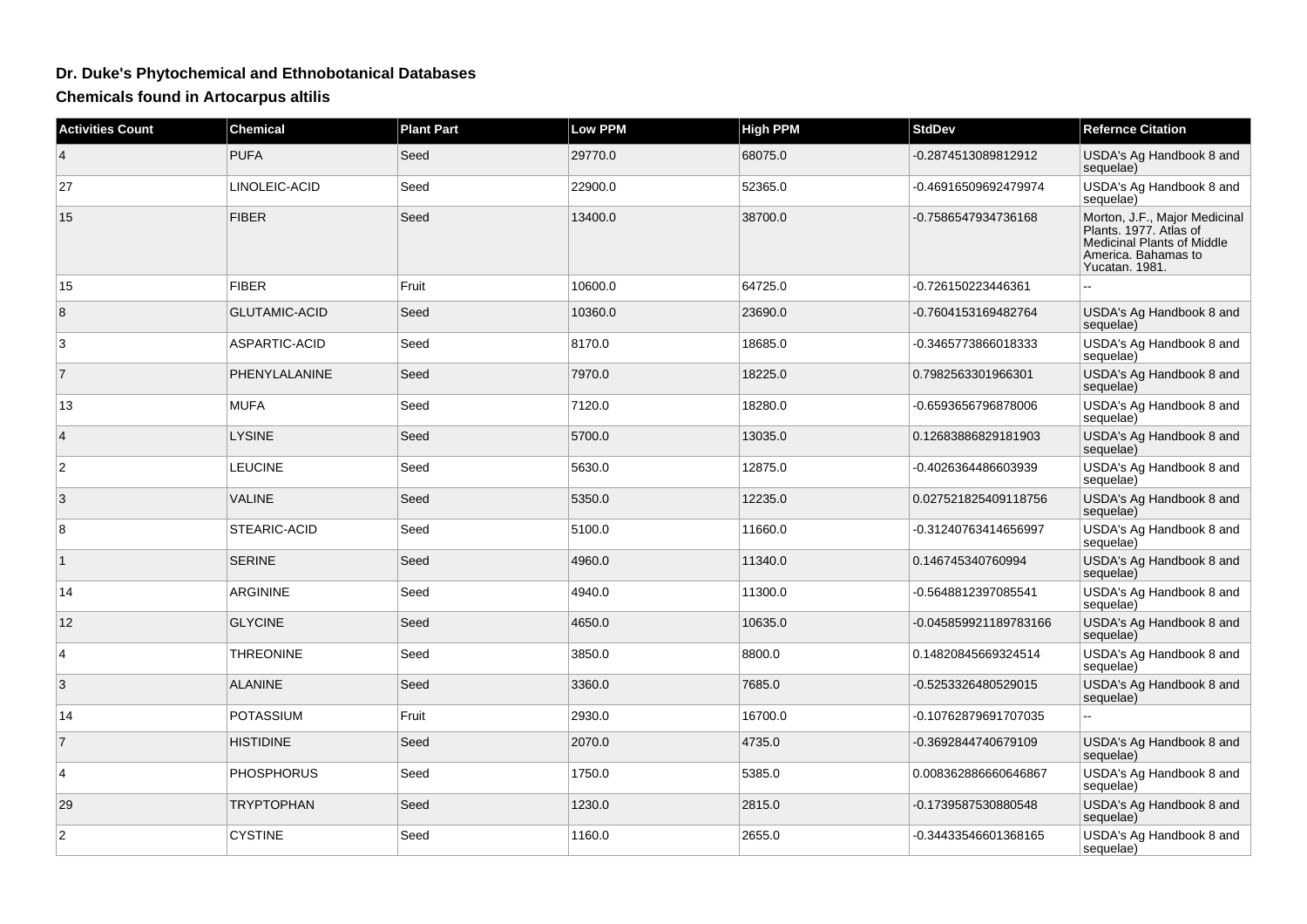# Dr. Duke's Phytochemical and Ethnobotanical Databases

## Chemicals found in Artocarpus altilis

| Activities Count | Chemical | Plant Part | Low PPM | High PPM | StdDev | Refernce Citation |
| --- | --- | --- | --- | --- | --- | --- |
| 4 | PUFA | Seed | 29770.0 | 68075.0 | -0.2874513089812912 | USDA's Ag Handbook 8 and sequelae) |
| 27 | LINOLEIC-ACID | Seed | 22900.0 | 52365.0 | -0.46916509692479974 | USDA's Ag Handbook 8 and sequelae) |
| 15 | FIBER | Seed | 13400.0 | 38700.0 | -0.7586547934736168 | Morton, J.F., Major Medicinal Plants. 1977. Atlas of Medicinal Plants of Middle America. Bahamas to Yucatan. 1981. |
| 15 | FIBER | Fruit | 10600.0 | 64725.0 | -0.726150223446361 | -- |
| 8 | GLUTAMIC-ACID | Seed | 10360.0 | 23690.0 | -0.7604153169482764 | USDA's Ag Handbook 8 and sequelae) |
| 3 | ASPARTIC-ACID | Seed | 8170.0 | 18685.0 | -0.3465773866018333 | USDA's Ag Handbook 8 and sequelae) |
| 7 | PHENYLALANINE | Seed | 7970.0 | 18225.0 | 0.7982563301966301 | USDA's Ag Handbook 8 and sequelae) |
| 13 | MUFA | Seed | 7120.0 | 18280.0 | -0.6593656796878006 | USDA's Ag Handbook 8 and sequelae) |
| 4 | LYSINE | Seed | 5700.0 | 13035.0 | 0.12683886829181903 | USDA's Ag Handbook 8 and sequelae) |
| 2 | LEUCINE | Seed | 5630.0 | 12875.0 | -0.4026364486603939 | USDA's Ag Handbook 8 and sequelae) |
| 3 | VALINE | Seed | 5350.0 | 12235.0 | 0.027521825409118756 | USDA's Ag Handbook 8 and sequelae) |
| 8 | STEARIC-ACID | Seed | 5100.0 | 11660.0 | -0.31240763414656997 | USDA's Ag Handbook 8 and sequelae) |
| 1 | SERINE | Seed | 4960.0 | 11340.0 | 0.146745340760994 | USDA's Ag Handbook 8 and sequelae) |
| 14 | ARGININE | Seed | 4940.0 | 11300.0 | -0.5648812397085541 | USDA's Ag Handbook 8 and sequelae) |
| 12 | GLYCINE | Seed | 4650.0 | 10635.0 | -0.045859921189783166 | USDA's Ag Handbook 8 and sequelae) |
| 4 | THREONINE | Seed | 3850.0 | 8800.0 | 0.14820845669324514 | USDA's Ag Handbook 8 and sequelae) |
| 3 | ALANINE | Seed | 3360.0 | 7685.0 | -0.5253326480529015 | USDA's Ag Handbook 8 and sequelae) |
| 14 | POTASSIUM | Fruit | 2930.0 | 16700.0 | -0.10762879691707035 | -- |
| 7 | HISTIDINE | Seed | 2070.0 | 4735.0 | -0.3692844740679109 | USDA's Ag Handbook 8 and sequelae) |
| 4 | PHOSPHORUS | Seed | 1750.0 | 5385.0 | 0.008362886660646867 | USDA's Ag Handbook 8 and sequelae) |
| 29 | TRYPTOPHAN | Seed | 1230.0 | 2815.0 | -0.1739587530880548 | USDA's Ag Handbook 8 and sequelae) |
| 2 | CYSTINE | Seed | 1160.0 | 2655.0 | -0.34433546601368165 | USDA's Ag Handbook 8 and sequelae) |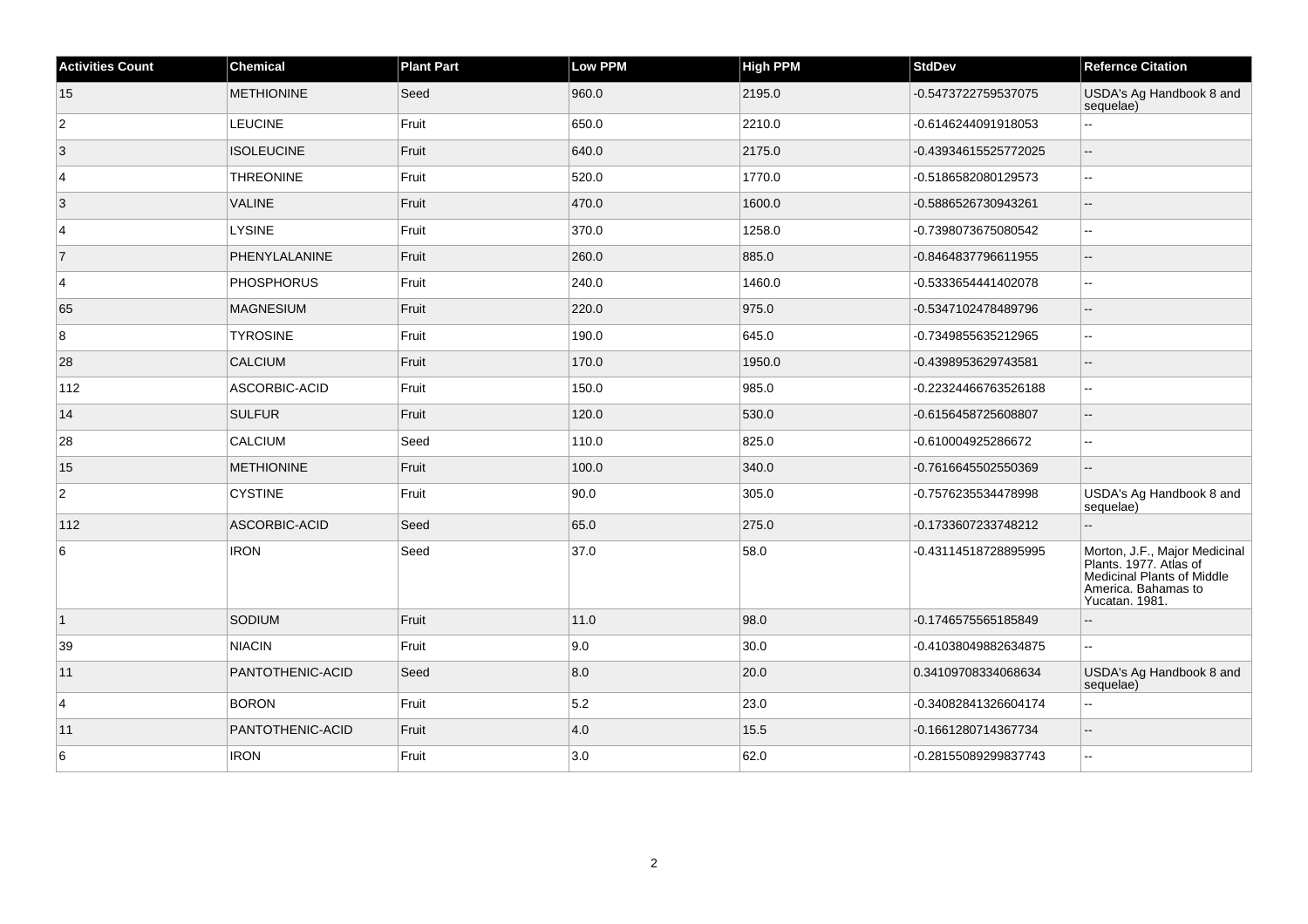| Activities Count | Chemical | Plant Part | Low PPM | High PPM | StdDev | Refernce Citation |
| --- | --- | --- | --- | --- | --- | --- |
| 15 | METHIONINE | Seed | 960.0 | 2195.0 | -0.5473722759537075 | USDA's Ag Handbook 8 and sequelae) |
| 2 | LEUCINE | Fruit | 650.0 | 2210.0 | -0.6146244091918053 | -- |
| 3 | ISOLEUCINE | Fruit | 640.0 | 2175.0 | -0.43934615525772025 | -- |
| 4 | THREONINE | Fruit | 520.0 | 1770.0 | -0.5186582080129573 | -- |
| 3 | VALINE | Fruit | 470.0 | 1600.0 | -0.5886526730943261 | -- |
| 4 | LYSINE | Fruit | 370.0 | 1258.0 | -0.7398073675080542 | -- |
| 7 | PHENYLALANINE | Fruit | 260.0 | 885.0 | -0.8464837796611955 | -- |
| 4 | PHOSPHORUS | Fruit | 240.0 | 1460.0 | -0.5333654441402078 | -- |
| 65 | MAGNESIUM | Fruit | 220.0 | 975.0 | -0.5347102478489796 | -- |
| 8 | TYROSINE | Fruit | 190.0 | 645.0 | -0.7349855635212965 | -- |
| 28 | CALCIUM | Fruit | 170.0 | 1950.0 | -0.4398953629743581 | -- |
| 112 | ASCORBIC-ACID | Fruit | 150.0 | 985.0 | -0.22324466763526188 | -- |
| 14 | SULFUR | Fruit | 120.0 | 530.0 | -0.6156458725608807 | -- |
| 28 | CALCIUM | Seed | 110.0 | 825.0 | -0.610004925286672 | -- |
| 15 | METHIONINE | Fruit | 100.0 | 340.0 | -0.7616645502550369 | -- |
| 2 | CYSTINE | Fruit | 90.0 | 305.0 | -0.7576235534478998 | USDA's Ag Handbook 8 and sequelae) |
| 112 | ASCORBIC-ACID | Seed | 65.0 | 275.0 | -0.1733607233748212 | -- |
| 6 | IRON | Seed | 37.0 | 58.0 | -0.43114518728895995 | Morton, J.F., Major Medicinal Plants. 1977. Atlas of Medicinal Plants of Middle America. Bahamas to Yucatan. 1981. |
| 1 | SODIUM | Fruit | 11.0 | 98.0 | -0.1746575565185849 | -- |
| 39 | NIACIN | Fruit | 9.0 | 30.0 | -0.41038049882634875 | -- |
| 11 | PANTOTHENIC-ACID | Seed | 8.0 | 20.0 | 0.34109708334068634 | USDA's Ag Handbook 8 and sequelae) |
| 4 | BORON | Fruit | 5.2 | 23.0 | -0.34082841326604174 | -- |
| 11 | PANTOTHENIC-ACID | Fruit | 4.0 | 15.5 | -0.1661280714367734 | -- |
| 6 | IRON | Fruit | 3.0 | 62.0 | -0.28155089299837743 | -- |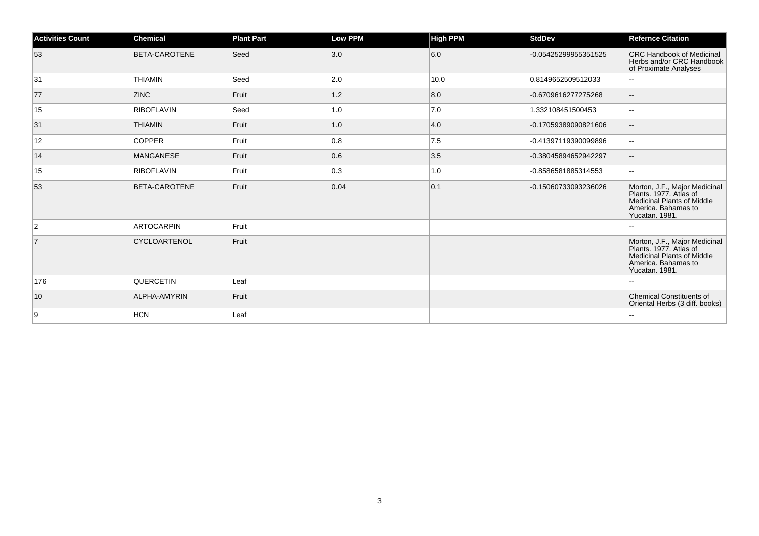| Activities Count | Chemical | Plant Part | Low PPM | High PPM | StdDev | Refernce Citation |
| --- | --- | --- | --- | --- | --- | --- |
| 53 | BETA-CAROTENE | Seed | 3.0 | 6.0 | -0.05425299955351525 | CRC Handbook of Medicinal Herbs and/or CRC Handbook of Proximate Analyses |
| 31 | THIAMIN | Seed | 2.0 | 10.0 | 0.8149652509512033 | -- |
| 77 | ZINC | Fruit | 1.2 | 8.0 | -0.6709616277275268 | -- |
| 15 | RIBOFLAVIN | Seed | 1.0 | 7.0 | 1.332108451500453 | -- |
| 31 | THIAMIN | Fruit | 1.0 | 4.0 | -0.17059389090821606 | -- |
| 12 | COPPER | Fruit | 0.8 | 7.5 | -0.41397119390099896 | -- |
| 14 | MANGANESE | Fruit | 0.6 | 3.5 | -0.38045894652942297 | -- |
| 15 | RIBOFLAVIN | Fruit | 0.3 | 1.0 | -0.8586581885314553 | -- |
| 53 | BETA-CAROTENE | Fruit | 0.04 | 0.1 | -0.15060733093236026 | Morton, J.F., Major Medicinal Plants. 1977. Atlas of Medicinal Plants of Middle America. Bahamas to Yucatan. 1981. |
| 2 | ARTOCARPIN | Fruit | | | | -- |
| 7 | CYCLOARTENOL | Fruit | | | | Morton, J.F., Major Medicinal Plants. 1977. Atlas of Medicinal Plants of Middle America. Bahamas to Yucatan. 1981. |
| 176 | QUERCETIN | Leaf | | | | -- |
| 10 | ALPHA-AMYRIN | Fruit | | | | Chemical Constituents of Oriental Herbs (3 diff. books) |
| 9 | HCN | Leaf | | | | -- |